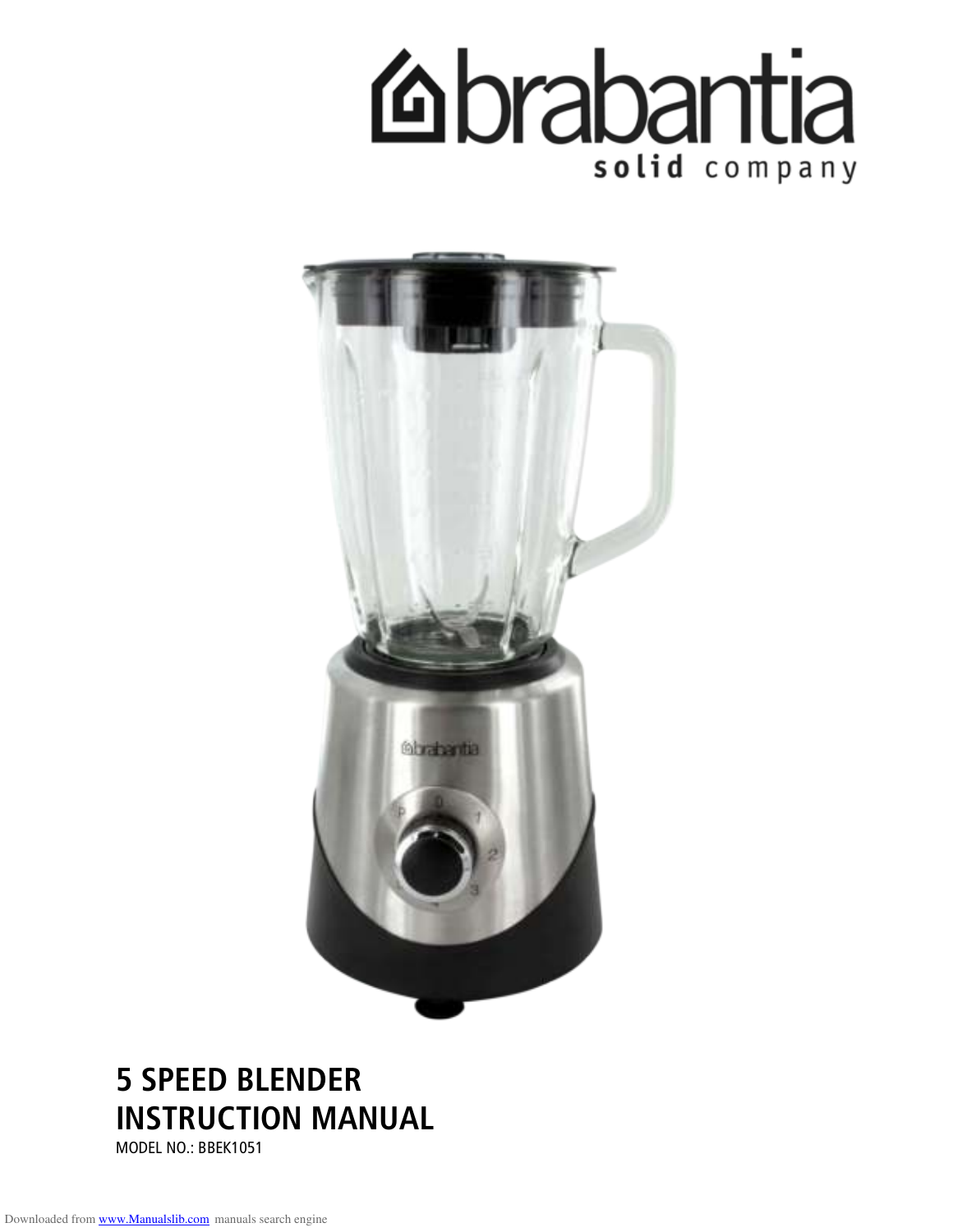# 5 SPEED BLENDER INSTRUCTION MANUAL

MODEL NO.: BBEK1051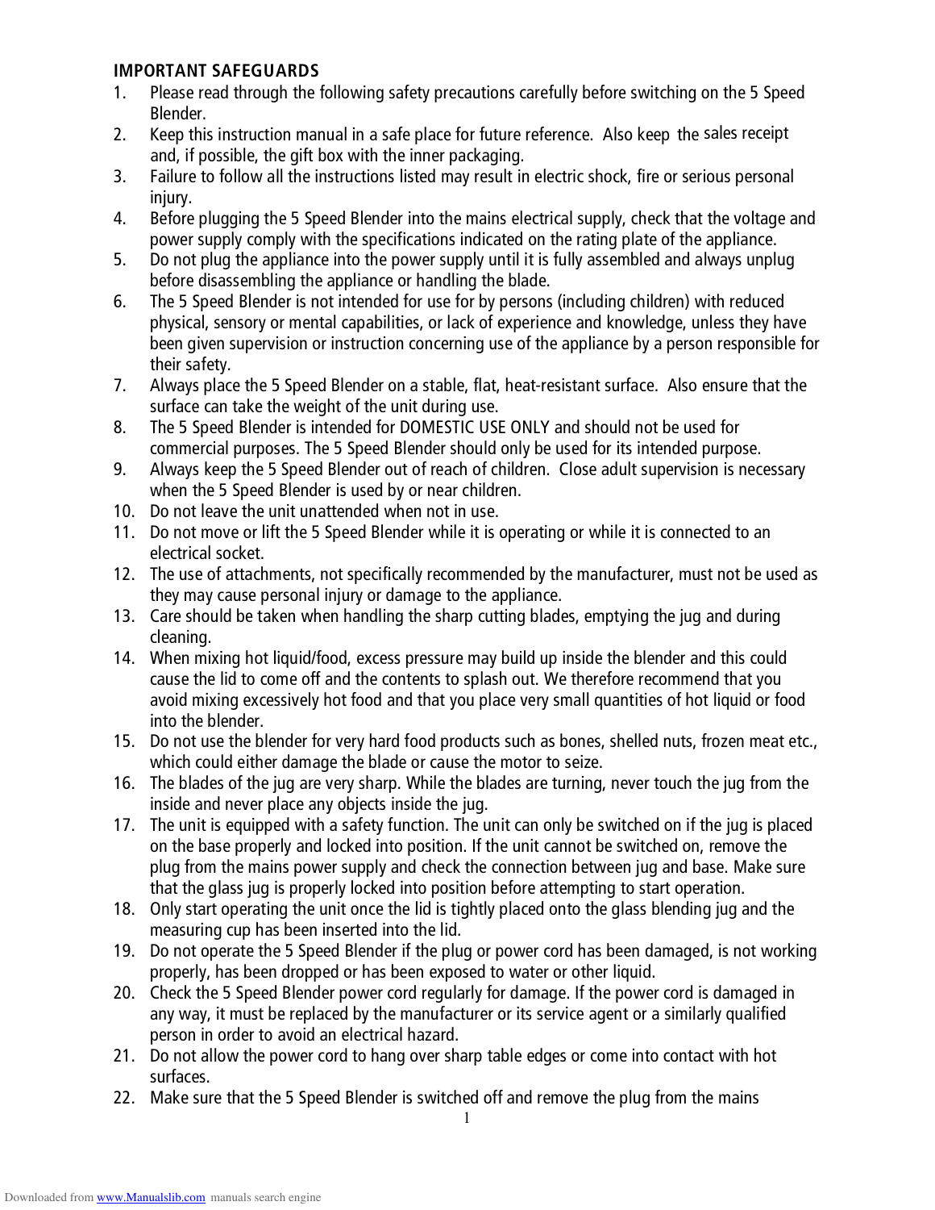**IMPORTANT SAFEGUARDS**

1. Please read through the following safety precautions carefully before switching on the 5 Speed Blender.
2. Keep this instruction manual in a safe place for future reference. Also keep the sales receipt and, if possible, the gift box with the inner packaging.
3. Failure to follow all the instructions listed may result in electric shock, fire or serious personal injury.
4. Before plugging the 5 Speed Blender into the mains electrical supply, check that the voltage and power supply comply with the specifications indicated on the rating plate of the appliance.
5. Do not plug the appliance into the power supply until it is fully assembled and always unplug before disassembling the appliance or handling the blade.
6. The 5 Speed Blender is not intended for use for by persons (including children) with reduced physical, sensory or mental capabilities, or lack of experience and knowledge, unless they have been given supervision or instruction concerning use of the appliance by a person responsible for their safety.
7. Always place the 5 Speed Blender on a stable, flat, heat-resistant surface. Also ensure that the surface can take the weight of the unit during use.
8. The 5 Speed Blender is intended for DOMESTIC USE ONLY and should not be used for commercial purposes. The 5 Speed Blender should only be used for its intended purpose.
9. Always keep the 5 Speed Blender out of reach of children. Close adult supervision is necessary when the 5 Speed Blender is used by or near children.
10. Do not leave the unit unattended when not in use.
11. Do not move or lift the 5 Speed Blender while it is operating or while it is connected to an electrical socket.
12. The use of attachments, not specifically recommended by the manufacturer, must not be used as they may cause personal injury or damage to the appliance.
13. Care should be taken when handling the sharp cutting blades, emptying the jug and during cleaning.
14. When mixing hot liquid/food, excess pressure may build up inside the blender and this could cause the lid to come off and the contents to splash out. We therefore recommend that you avoid mixing excessively hot food and that you place very small quantities of hot liquid or food into the blender.
15. Do not use the blender for very hard food products such as bones, shelled nuts, frozen meat etc., which could either damage the blade or cause the motor to seize.
16. The blades of the jug are very sharp. While the blades are turning, never touch the jug from the inside and never place any objects inside the jug.
17. The unit is equipped with a safety function. The unit can only be switched on if the jug is placed on the base properly and locked into position. If the unit cannot be switched on, remove the plug from the mains power supply and check the connection between jug and base. Make sure that the glass jug is properly locked into position before attempting to start operation.
18. Only start operating the unit once the lid is tightly placed onto the glass blending jug and the measuring cup has been inserted into the lid.
19. Do not operate the 5 Speed Blender if the plug or power cord has been damaged, is not working properly, has been dropped or has been exposed to water or other liquid.
20. Check the 5 Speed Blender power cord regularly for damage. If the power cord is damaged in any way, it must be replaced by the manufacturer or its service agent or a similarly qualified person in order to avoid an electrical hazard.
21. Do not allow the power cord to hang over sharp table edges or come into contact with hot surfaces.
22. Make sure that the 5 Speed Blender is switched off and remove the plug from the mains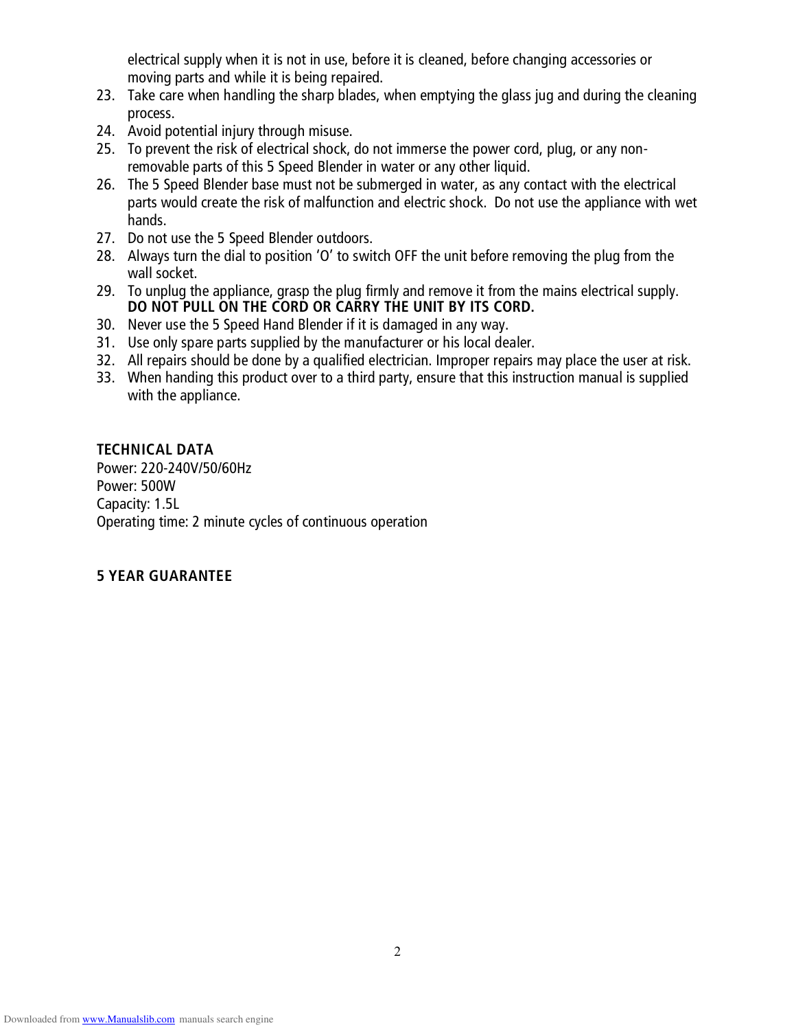electrical supply when it is not in use, before it is cleaned, before changing accessories or moving parts and while it is being repaired.

23. Take care when handling the sharp blades, when emptying the glass jug and during the cleaning process.
24. Avoid potential injury through misuse.
25. To prevent the risk of electrical shock, do not immerse the power cord, plug, or any non-removable parts of this 5 Speed Blender in water or any other liquid.
26. The 5 Speed Blender base must not be submerged in water, as any contact with the electrical parts would create the risk of malfunction and electric shock. Do not use the appliance with wet hands.
27. Do not use the 5 Speed Blender outdoors.
28. Always turn the dial to position 'O' to switch OFF the unit before removing the plug from the wall socket.
29. To unplug the appliance, grasp the plug firmly and remove it from the mains electrical supply. **DO NOT PULL ON THE CORD OR CARRY THE UNIT BY ITS CORD.**
30. Never use the 5 Speed Hand Blender if it is damaged in any way.
31. Use only spare parts supplied by the manufacturer or his local dealer.
32. All repairs should be done by a qualified electrician. Improper repairs may place the user at risk.
33. When handing this product over to a third party, ensure that this instruction manual is supplied with the appliance.

## TECHNICAL DATA

Power: 220-240V/50/60Hz
Power: 500W
Capacity: 1.5L
Operating time: 2 minute cycles of continuous operation

## 5 YEAR GUARANTEE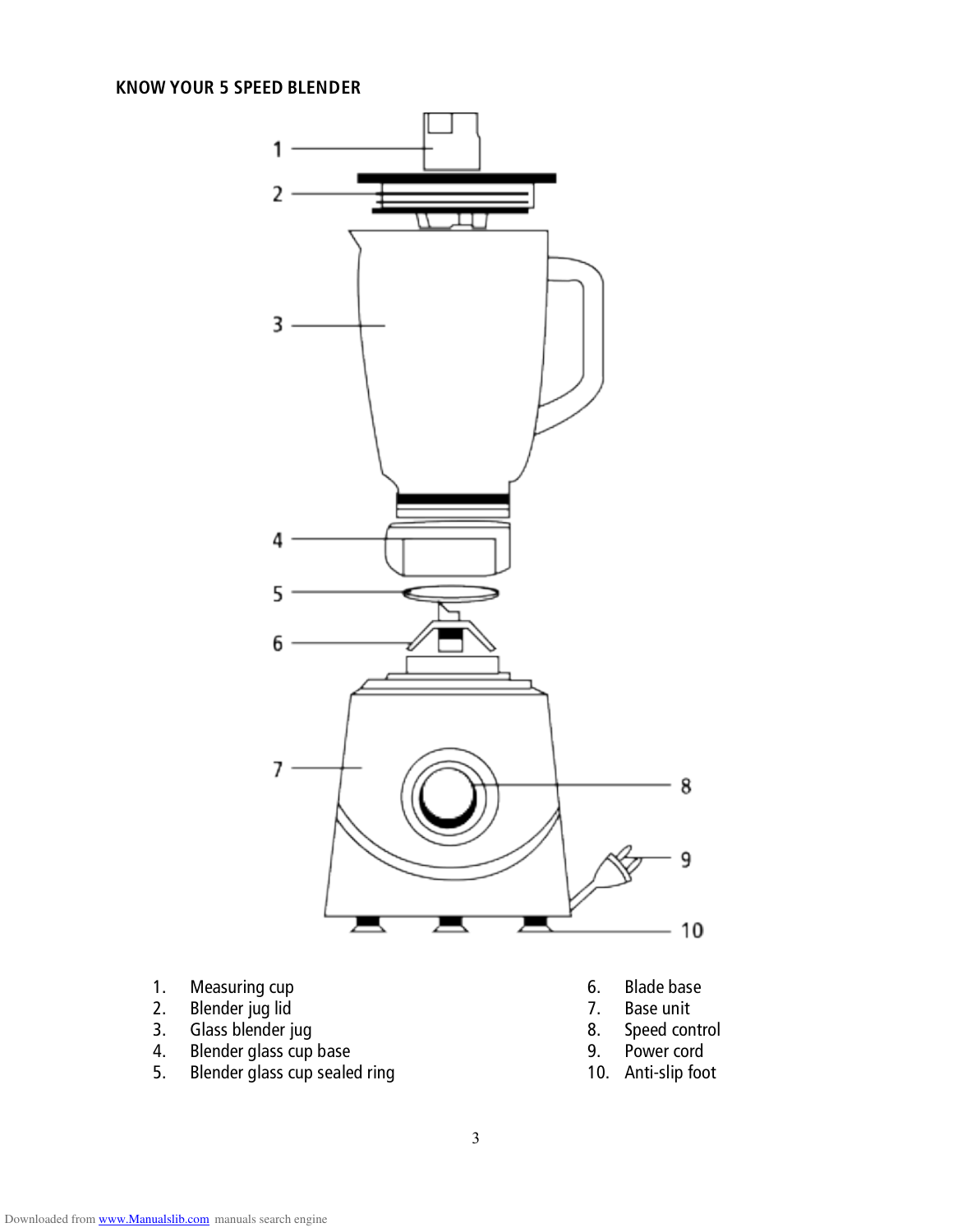## KNOW YOUR 5 SPEED BLENDER

1. Measuring cup
2. Blender jug lid
3. Glass blender jug
4. Blender glass cup base
5. Blender glass cup sealed ring
6. Blade base
7. Base unit
8. Speed control
9. Power cord
10. Anti-slip foot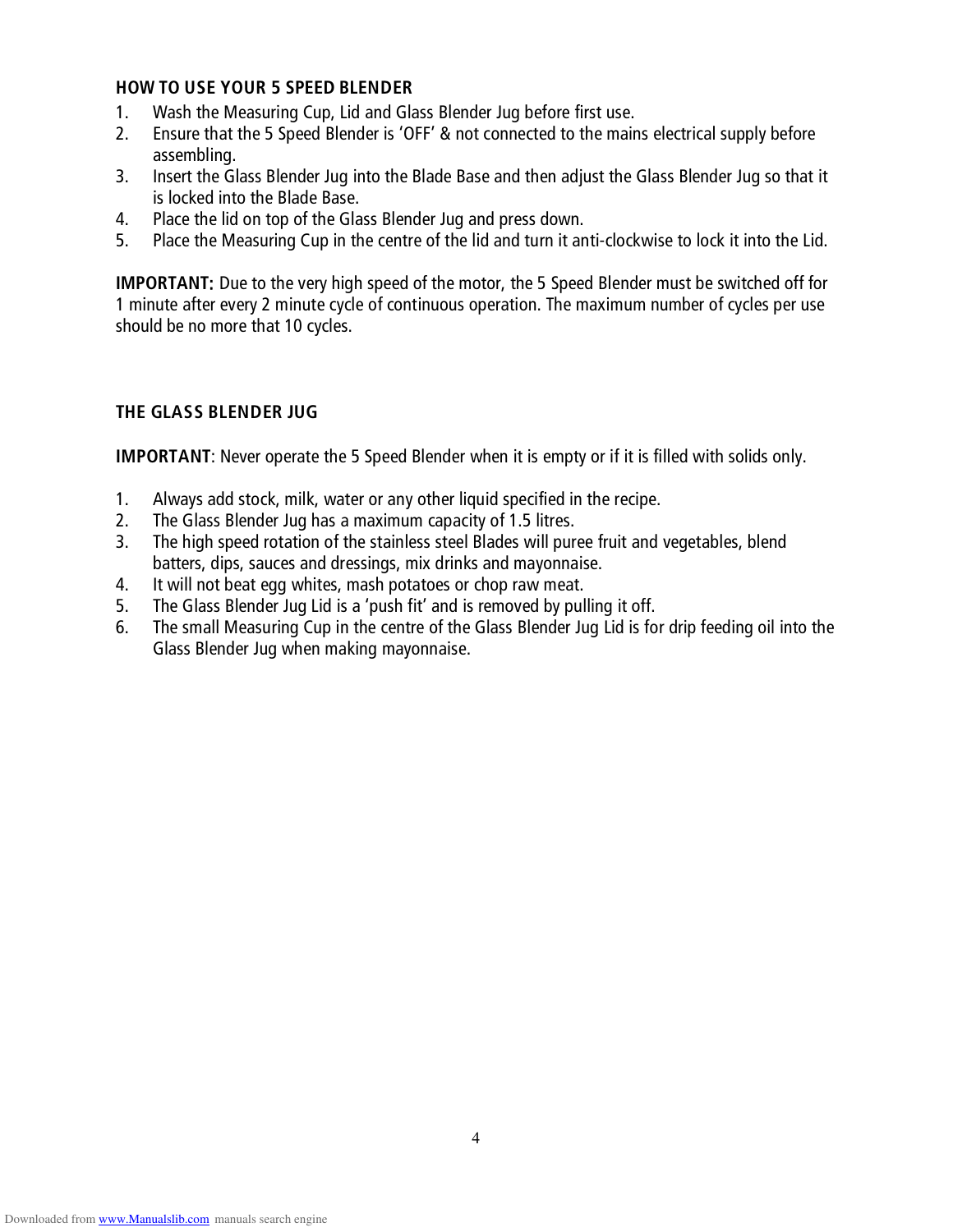## HOW TO USE YOUR 5 SPEED BLENDER

1. Wash the Measuring Cup, Lid and Glass Blender Jug before first use.
2. Ensure that the 5 Speed Blender is 'OFF' & not connected to the mains electrical supply before assembling.
3. Insert the Glass Blender Jug into the Blade Base and then adjust the Glass Blender Jug so that it is locked into the Blade Base.
4. Place the lid on top of the Glass Blender Jug and press down.
5. Place the Measuring Cup in the centre of the lid and turn it anti-clockwise to lock it into the Lid.

**IMPORTANT:** Due to the very high speed of the motor, the 5 Speed Blender must be switched off for 1 minute after every 2 minute cycle of continuous operation. The maximum number of cycles per use should be no more that 10 cycles.

## THE GLASS BLENDER JUG

**IMPORTANT**: Never operate the 5 Speed Blender when it is empty or if it is filled with solids only.

1. Always add stock, milk, water or any other liquid specified in the recipe.
2. The Glass Blender Jug has a maximum capacity of 1.5 litres.
3. The high speed rotation of the stainless steel Blades will puree fruit and vegetables, blend batters, dips, sauces and dressings, mix drinks and mayonnaise.
4. It will not beat egg whites, mash potatoes or chop raw meat.
5. The Glass Blender Jug Lid is a 'push fit' and is removed by pulling it off.
6. The small Measuring Cup in the centre of the Glass Blender Jug Lid is for drip feeding oil into the Glass Blender Jug when making mayonnaise.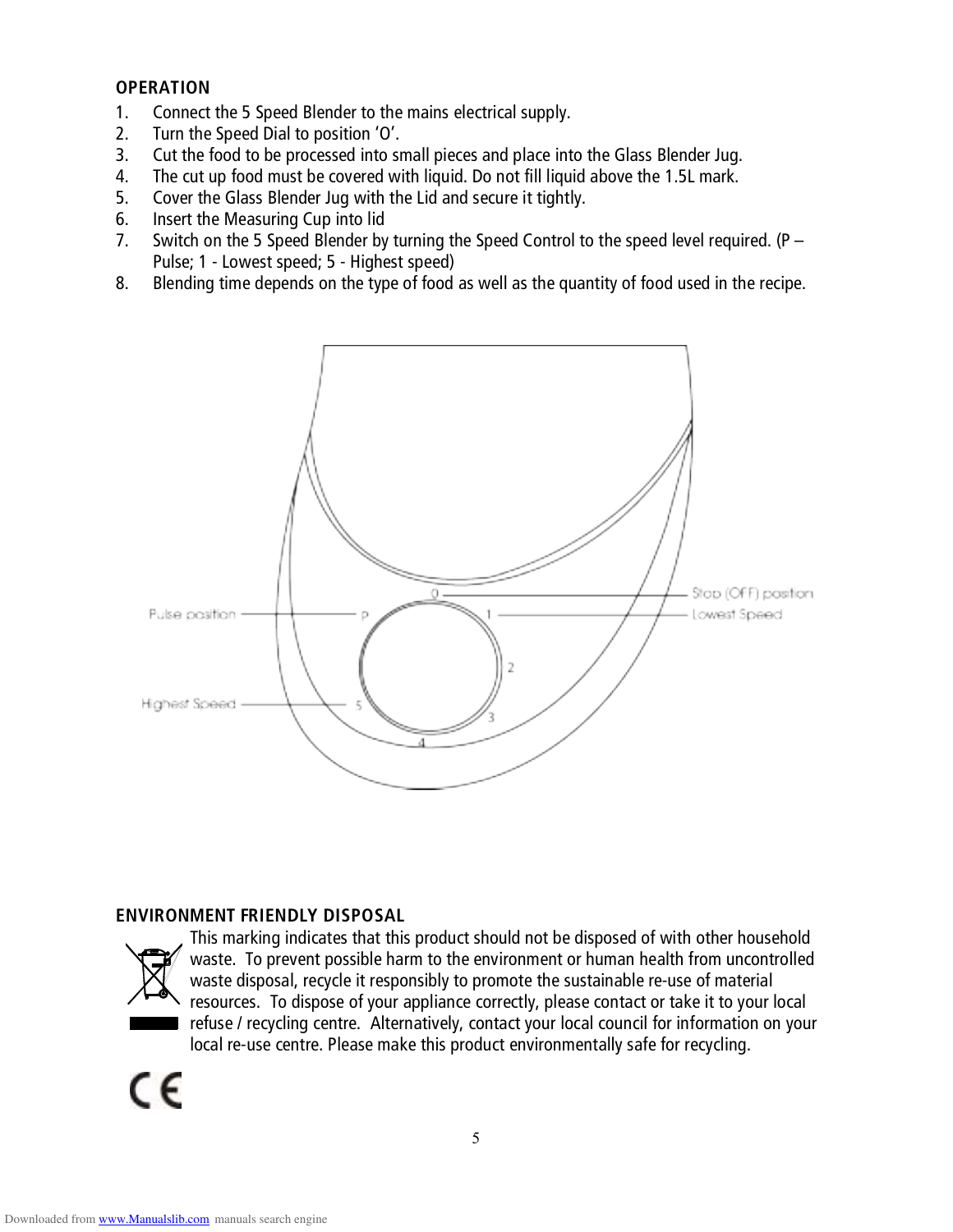## OPERATION

1. Connect the 5 Speed Blender to the mains electrical supply.
2. Turn the Speed Dial to position 'O'.
3. Cut the food to be processed into small pieces and place into the Glass Blender Jug.
4. The cut up food must be covered with liquid. Do not fill liquid above the 1.5L mark.
5. Cover the Glass Blender Jug with the Lid and secure it tightly.
6. Insert the Measuring Cup into lid
7. Switch on the 5 Speed Blender by turning the Speed Control to the speed level required. (P – Pulse; 1 - Lowest speed; 5 - Highest speed)
8. Blending time depends on the type of food as well as the quantity of food used in the recipe.

Pulse position — P

Highest Speed — 5

0 — Stop (OFF) position

1 — Lowest Speed

2

3

4

## ENVIRONMENT FRIENDLY DISPOSAL

This marking indicates that this product should not be disposed of with other household waste. To prevent possible harm to the environment or human health from uncontrolled waste disposal, recycle it responsibly to promote the sustainable re-use of material resources. To dispose of your appliance correctly, please contact or take it to your local refuse / recycling centre. Alternatively, contact your local council for information on your local re-use centre. Please make this product environmentally safe for recycling.

CE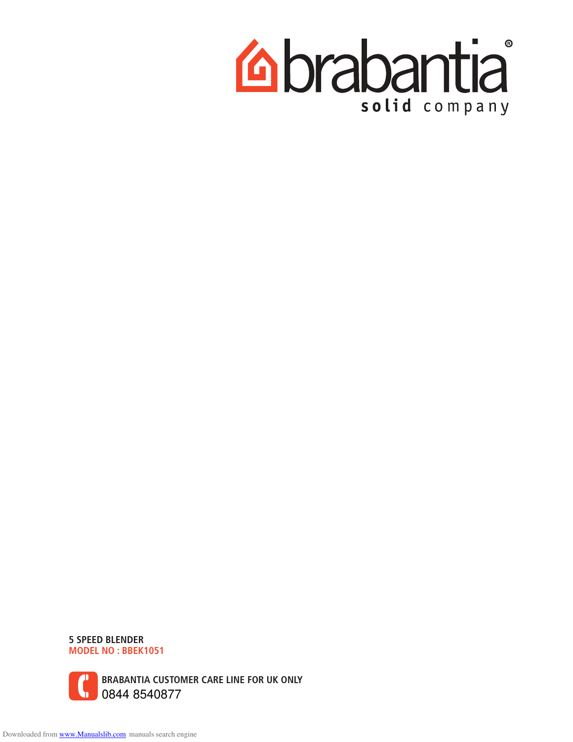brabantia®

solid company

**5 SPEED BLENDER**

**MODEL NO : BBEK1051**

**BRABANTIA CUSTOMER CARE LINE FOR UK ONLY**

0844 8540877